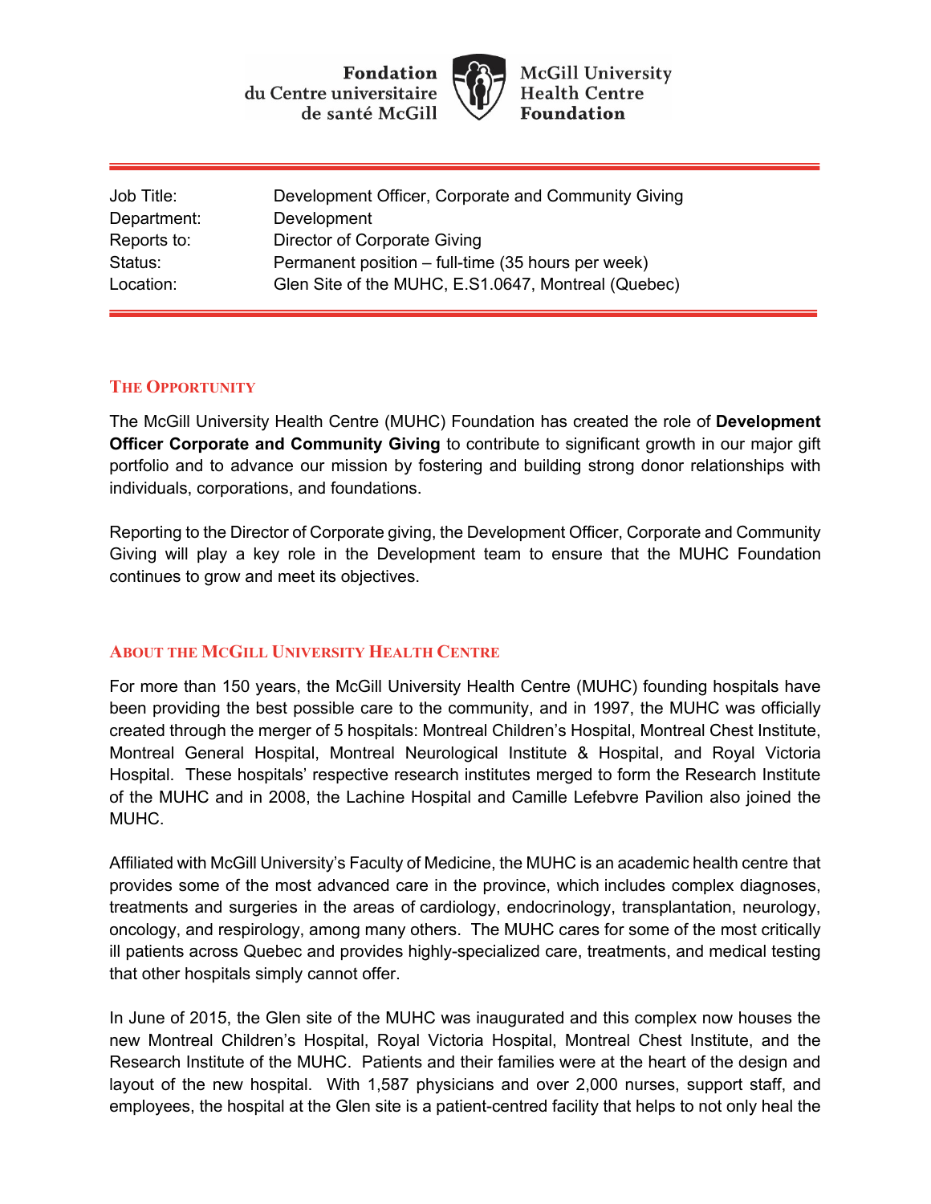Fondation du Centre universitaire de santé McGill

McGill University Health Centre Foundation

| | |
|---|---|
| Job Title: | Development Officer, Corporate and Community Giving |
| Department: | Development |
| Reports to: | Director of Corporate Giving |
| Status: | Permanent position – full-time (35 hours per week) |
| Location: | Glen Site of the MUHC, E.S1.0647, Montreal (Quebec) |

## The Opportunity

The McGill University Health Centre (MUHC) Foundation has created the role of **Development Officer Corporate and Community Giving** to contribute to significant growth in our major gift portfolio and to advance our mission by fostering and building strong donor relationships with individuals, corporations, and foundations.

Reporting to the Director of Corporate giving, the Development Officer, Corporate and Community Giving will play a key role in the Development team to ensure that the MUHC Foundation continues to grow and meet its objectives.

## About the McGill University Health Centre

For more than 150 years, the McGill University Health Centre (MUHC) founding hospitals have been providing the best possible care to the community, and in 1997, the MUHC was officially created through the merger of 5 hospitals: Montreal Children's Hospital, Montreal Chest Institute, Montreal General Hospital, Montreal Neurological Institute & Hospital, and Royal Victoria Hospital. These hospitals' respective research institutes merged to form the Research Institute of the MUHC and in 2008, the Lachine Hospital and Camille Lefebvre Pavilion also joined the MUHC.

Affiliated with McGill University's Faculty of Medicine, the MUHC is an academic health centre that provides some of the most advanced care in the province, which includes complex diagnoses, treatments and surgeries in the areas of cardiology, endocrinology, transplantation, neurology, oncology, and respirology, among many others. The MUHC cares for some of the most critically ill patients across Quebec and provides highly-specialized care, treatments, and medical testing that other hospitals simply cannot offer.

In June of 2015, the Glen site of the MUHC was inaugurated and this complex now houses the new Montreal Children's Hospital, Royal Victoria Hospital, Montreal Chest Institute, and the Research Institute of the MUHC. Patients and their families were at the heart of the design and layout of the new hospital. With 1,587 physicians and over 2,000 nurses, support staff, and employees, the hospital at the Glen site is a patient-centred facility that helps to not only heal the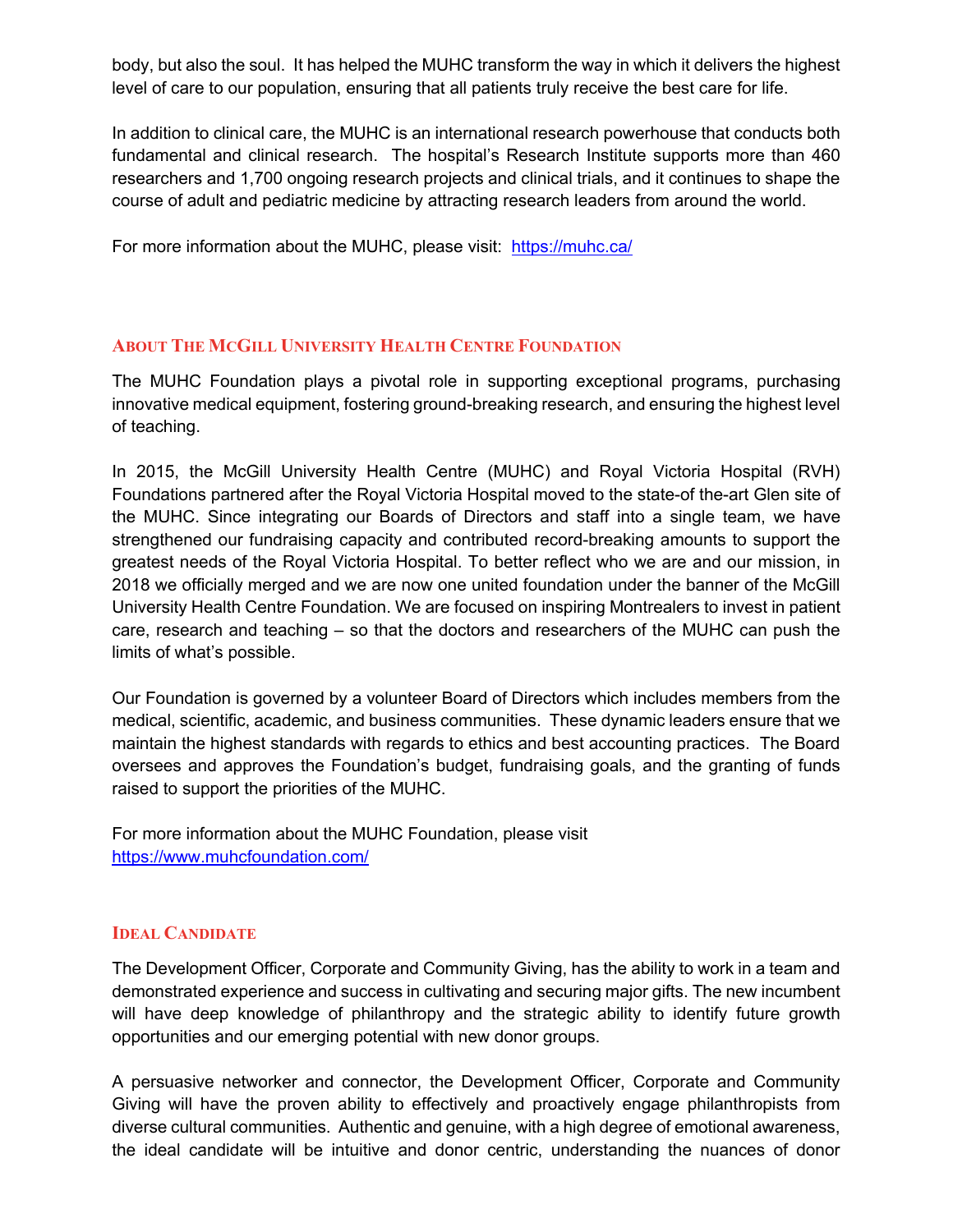body, but also the soul. It has helped the MUHC transform the way in which it delivers the highest level of care to our population, ensuring that all patients truly receive the best care for life.

In addition to clinical care, the MUHC is an international research powerhouse that conducts both fundamental and clinical research. The hospital's Research Institute supports more than 460 researchers and 1,700 ongoing research projects and clinical trials, and it continues to shape the course of adult and pediatric medicine by attracting research leaders from around the world.

For more information about the MUHC, please visit: https://muhc.ca/

## About The McGill University Health Centre Foundation

The MUHC Foundation plays a pivotal role in supporting exceptional programs, purchasing innovative medical equipment, fostering ground-breaking research, and ensuring the highest level of teaching.

In 2015, the McGill University Health Centre (MUHC) and Royal Victoria Hospital (RVH) Foundations partnered after the Royal Victoria Hospital moved to the state-of the-art Glen site of the MUHC. Since integrating our Boards of Directors and staff into a single team, we have strengthened our fundraising capacity and contributed record-breaking amounts to support the greatest needs of the Royal Victoria Hospital. To better reflect who we are and our mission, in 2018 we officially merged and we are now one united foundation under the banner of the McGill University Health Centre Foundation. We are focused on inspiring Montrealers to invest in patient care, research and teaching – so that the doctors and researchers of the MUHC can push the limits of what's possible.

Our Foundation is governed by a volunteer Board of Directors which includes members from the medical, scientific, academic, and business communities. These dynamic leaders ensure that we maintain the highest standards with regards to ethics and best accounting practices. The Board oversees and approves the Foundation's budget, fundraising goals, and the granting of funds raised to support the priorities of the MUHC.

For more information about the MUHC Foundation, please visit
https://www.muhcfoundation.com/

## Ideal Candidate

The Development Officer, Corporate and Community Giving, has the ability to work in a team and demonstrated experience and success in cultivating and securing major gifts. The new incumbent will have deep knowledge of philanthropy and the strategic ability to identify future growth opportunities and our emerging potential with new donor groups.

A persuasive networker and connector, the Development Officer, Corporate and Community Giving will have the proven ability to effectively and proactively engage philanthropists from diverse cultural communities. Authentic and genuine, with a high degree of emotional awareness, the ideal candidate will be intuitive and donor centric, understanding the nuances of donor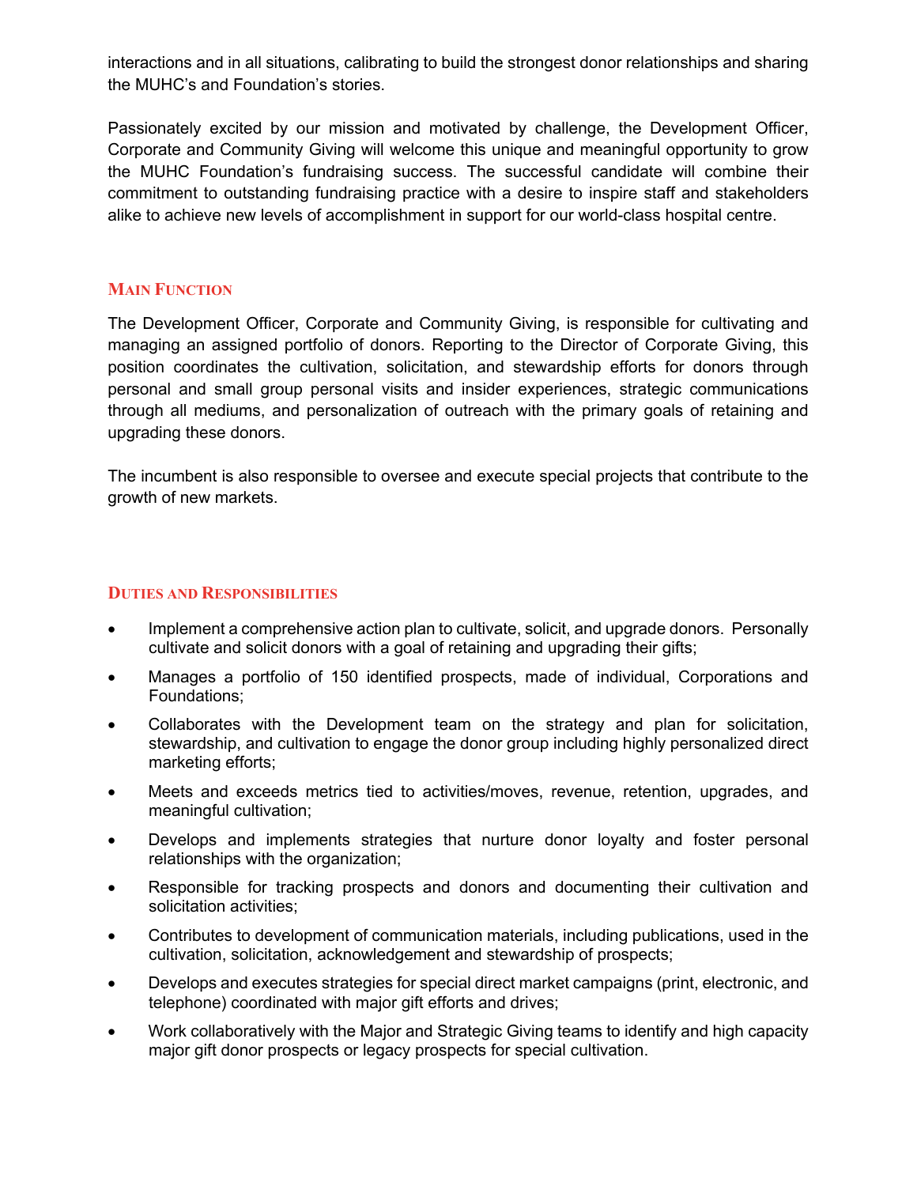interactions and in all situations, calibrating to build the strongest donor relationships and sharing the MUHC's and Foundation's stories.

Passionately excited by our mission and motivated by challenge, the Development Officer, Corporate and Community Giving will welcome this unique and meaningful opportunity to grow the MUHC Foundation's fundraising success. The successful candidate will combine their commitment to outstanding fundraising practice with a desire to inspire staff and stakeholders alike to achieve new levels of accomplishment in support for our world-class hospital centre.

## Main Function

The Development Officer, Corporate and Community Giving, is responsible for cultivating and managing an assigned portfolio of donors. Reporting to the Director of Corporate Giving, this position coordinates the cultivation, solicitation, and stewardship efforts for donors through personal and small group personal visits and insider experiences, strategic communications through all mediums, and personalization of outreach with the primary goals of retaining and upgrading these donors.

The incumbent is also responsible to oversee and execute special projects that contribute to the growth of new markets.

## Duties and Responsibilities

- Implement a comprehensive action plan to cultivate, solicit, and upgrade donors. Personally cultivate and solicit donors with a goal of retaining and upgrading their gifts;
- Manages a portfolio of 150 identified prospects, made of individual, Corporations and Foundations;
- Collaborates with the Development team on the strategy and plan for solicitation, stewardship, and cultivation to engage the donor group including highly personalized direct marketing efforts;
- Meets and exceeds metrics tied to activities/moves, revenue, retention, upgrades, and meaningful cultivation;
- Develops and implements strategies that nurture donor loyalty and foster personal relationships with the organization;
- Responsible for tracking prospects and donors and documenting their cultivation and solicitation activities;
- Contributes to development of communication materials, including publications, used in the cultivation, solicitation, acknowledgement and stewardship of prospects;
- Develops and executes strategies for special direct market campaigns (print, electronic, and telephone) coordinated with major gift efforts and drives;
- Work collaboratively with the Major and Strategic Giving teams to identify and high capacity major gift donor prospects or legacy prospects for special cultivation.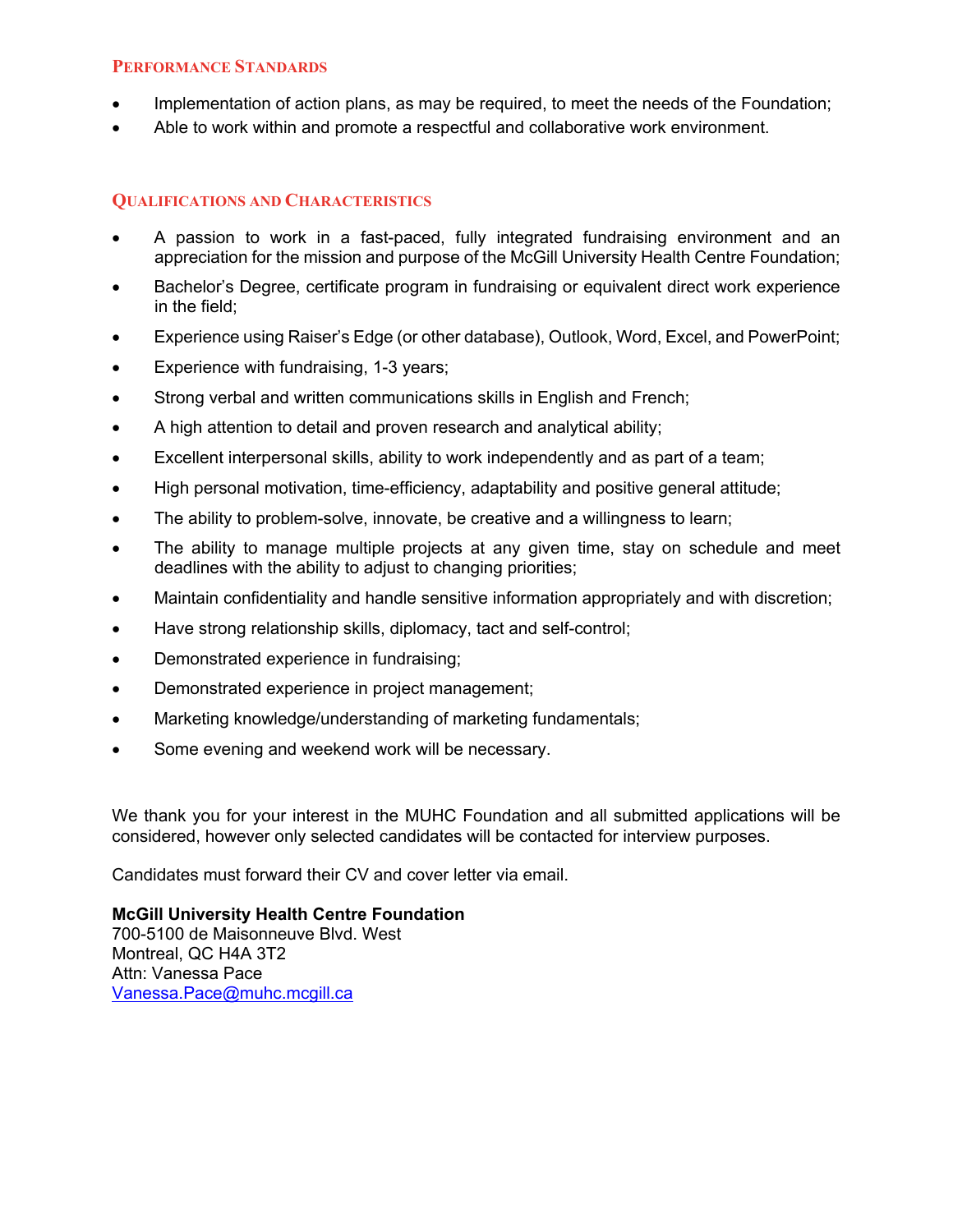## Performance Standards

- Implementation of action plans, as may be required, to meet the needs of the Foundation;
- Able to work within and promote a respectful and collaborative work environment.

## Qualifications and Characteristics

- A passion to work in a fast-paced, fully integrated fundraising environment and an appreciation for the mission and purpose of the McGill University Health Centre Foundation;
- Bachelor's Degree, certificate program in fundraising or equivalent direct work experience in the field;
- Experience using Raiser's Edge (or other database), Outlook, Word, Excel, and PowerPoint;
- Experience with fundraising, 1-3 years;
- Strong verbal and written communications skills in English and French;
- A high attention to detail and proven research and analytical ability;
- Excellent interpersonal skills, ability to work independently and as part of a team;
- High personal motivation, time-efficiency, adaptability and positive general attitude;
- The ability to problem-solve, innovate, be creative and a willingness to learn;
- The ability to manage multiple projects at any given time, stay on schedule and meet deadlines with the ability to adjust to changing priorities;
- Maintain confidentiality and handle sensitive information appropriately and with discretion;
- Have strong relationship skills, diplomacy, tact and self-control;
- Demonstrated experience in fundraising;
- Demonstrated experience in project management;
- Marketing knowledge/understanding of marketing fundamentals;
- Some evening and weekend work will be necessary.

We thank you for your interest in the MUHC Foundation and all submitted applications will be considered, however only selected candidates will be contacted for interview purposes.

Candidates must forward their CV and cover letter via email.

**McGill University Health Centre Foundation**
700-5100 de Maisonneuve Blvd. West
Montreal, QC H4A 3T2
Attn: Vanessa Pace
Vanessa.Pace@muhc.mcgill.ca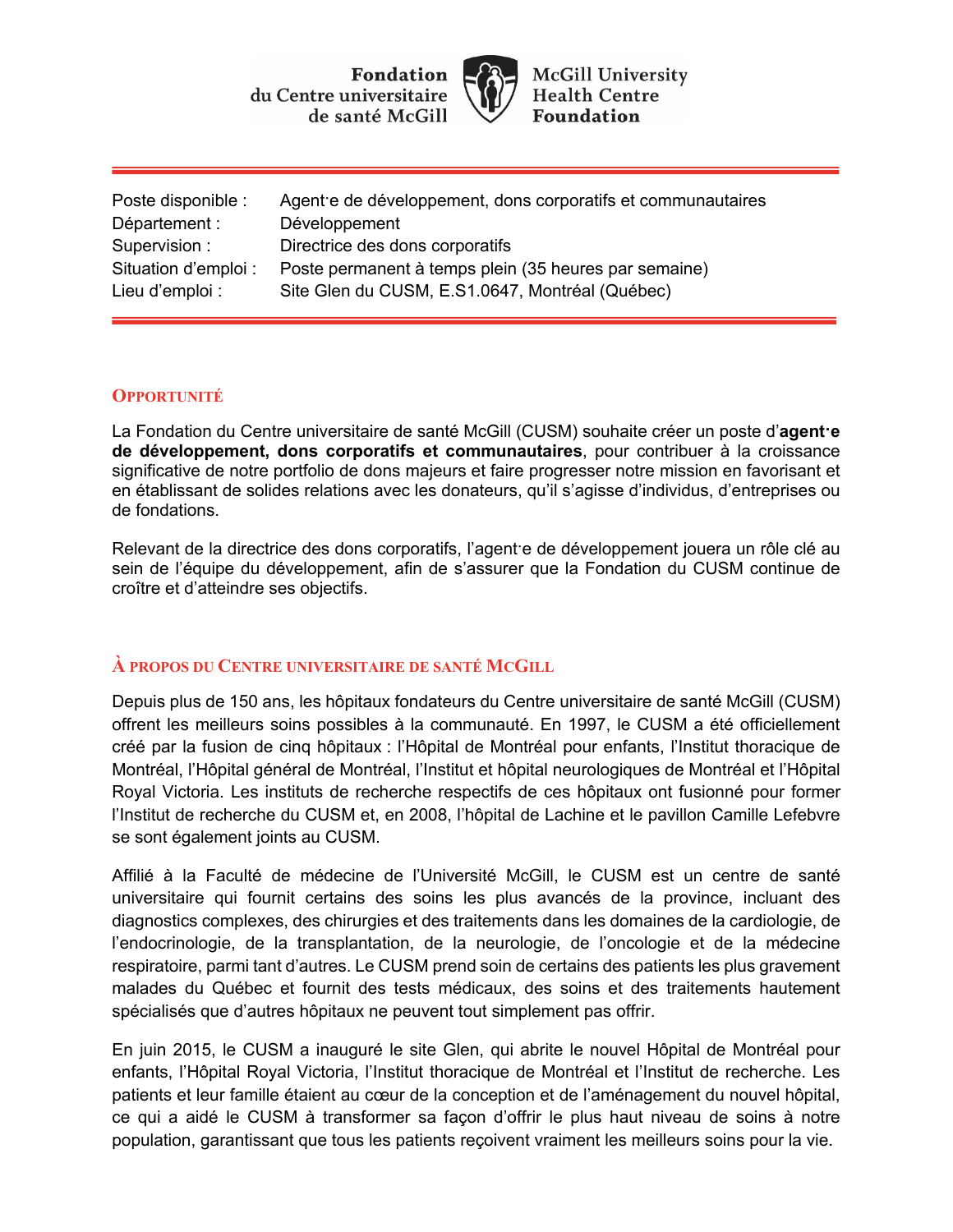Fondation du Centre universitaire de santé McGill | McGill University Health Centre Foundation

| Poste disponible : | Agent·e de développement, dons corporatifs et communautaires |
|---|---|
| Département : | Développement |
| Supervision : | Directrice des dons corporatifs |
| Situation d'emploi : | Poste permanent à temps plein (35 heures par semaine) |
| Lieu d'emploi : | Site Glen du CUSM, E.S1.0647, Montréal (Québec) |

## Opportunité

La Fondation du Centre universitaire de santé McGill (CUSM) souhaite créer un poste d'**agent·e de développement, dons corporatifs et communautaires**, pour contribuer à la croissance significative de notre portfolio de dons majeurs et faire progresser notre mission en favorisant et en établissant de solides relations avec les donateurs, qu'il s'agisse d'individus, d'entreprises ou de fondations.

Relevant de la directrice des dons corporatifs, l'agent·e de développement jouera un rôle clé au sein de l'équipe du développement, afin de s'assurer que la Fondation du CUSM continue de croître et d'atteindre ses objectifs.

## À propos du Centre universitaire de santé McGill

Depuis plus de 150 ans, les hôpitaux fondateurs du Centre universitaire de santé McGill (CUSM) offrent les meilleurs soins possibles à la communauté. En 1997, le CUSM a été officiellement créé par la fusion de cinq hôpitaux : l'Hôpital de Montréal pour enfants, l'Institut thoracique de Montréal, l'Hôpital général de Montréal, l'Institut et hôpital neurologiques de Montréal et l'Hôpital Royal Victoria. Les instituts de recherche respectifs de ces hôpitaux ont fusionné pour former l'Institut de recherche du CUSM et, en 2008, l'hôpital de Lachine et le pavillon Camille Lefebvre se sont également joints au CUSM.

Affilié à la Faculté de médecine de l'Université McGill, le CUSM est un centre de santé universitaire qui fournit certains des soins les plus avancés de la province, incluant des diagnostics complexes, des chirurgies et des traitements dans les domaines de la cardiologie, de l'endocrinologie, de la transplantation, de la neurologie, de l'oncologie et de la médecine respiratoire, parmi tant d'autres. Le CUSM prend soin de certains des patients les plus gravement malades du Québec et fournit des tests médicaux, des soins et des traitements hautement spécialisés que d'autres hôpitaux ne peuvent tout simplement pas offrir.

En juin 2015, le CUSM a inauguré le site Glen, qui abrite le nouvel Hôpital de Montréal pour enfants, l'Hôpital Royal Victoria, l'Institut thoracique de Montréal et l'Institut de recherche. Les patients et leur famille étaient au cœur de la conception et de l'aménagement du nouvel hôpital, ce qui a aidé le CUSM à transformer sa façon d'offrir le plus haut niveau de soins à notre population, garantissant que tous les patients reçoivent vraiment les meilleurs soins pour la vie.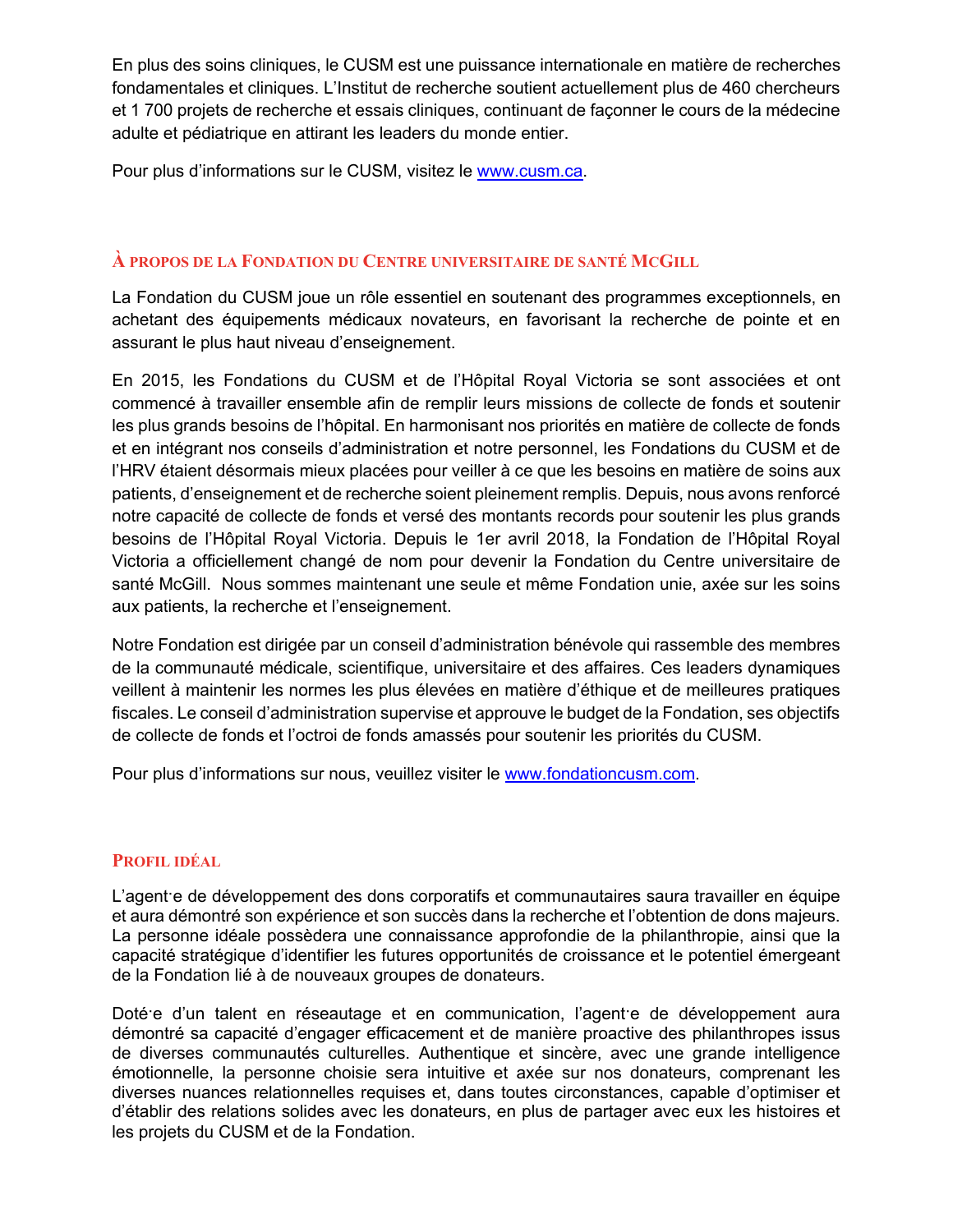En plus des soins cliniques, le CUSM est une puissance internationale en matière de recherches fondamentales et cliniques. L'Institut de recherche soutient actuellement plus de 460 chercheurs et 1 700 projets de recherche et essais cliniques, continuant de façonner le cours de la médecine adulte et pédiatrique en attirant les leaders du monde entier.

Pour plus d'informations sur le CUSM, visitez le [www.cusm.ca](http://www.cusm.ca).

## À PROPOS DE LA FONDATION DU CENTRE UNIVERSITAIRE DE SANTÉ MCGILL

La Fondation du CUSM joue un rôle essentiel en soutenant des programmes exceptionnels, en achetant des équipements médicaux novateurs, en favorisant la recherche de pointe et en assurant le plus haut niveau d'enseignement.

En 2015, les Fondations du CUSM et de l'Hôpital Royal Victoria se sont associées et ont commencé à travailler ensemble afin de remplir leurs missions de collecte de fonds et soutenir les plus grands besoins de l'hôpital. En harmonisant nos priorités en matière de collecte de fonds et en intégrant nos conseils d'administration et notre personnel, les Fondations du CUSM et de l'HRV étaient désormais mieux placées pour veiller à ce que les besoins en matière de soins aux patients, d'enseignement et de recherche soient pleinement remplis. Depuis, nous avons renforcé notre capacité de collecte de fonds et versé des montants records pour soutenir les plus grands besoins de l'Hôpital Royal Victoria. Depuis le 1er avril 2018, la Fondation de l'Hôpital Royal Victoria a officiellement changé de nom pour devenir la Fondation du Centre universitaire de santé McGill. Nous sommes maintenant une seule et même Fondation unie, axée sur les soins aux patients, la recherche et l'enseignement.

Notre Fondation est dirigée par un conseil d'administration bénévole qui rassemble des membres de la communauté médicale, scientifique, universitaire et des affaires. Ces leaders dynamiques veillent à maintenir les normes les plus élevées en matière d'éthique et de meilleures pratiques fiscales. Le conseil d'administration supervise et approuve le budget de la Fondation, ses objectifs de collecte de fonds et l'octroi de fonds amassés pour soutenir les priorités du CUSM.

Pour plus d'informations sur nous, veuillez visiter le [www.fondationcusm.com](http://www.fondationcusm.com).

## PROFIL IDÉAL

L'agent·e de développement des dons corporatifs et communautaires saura travailler en équipe et aura démontré son expérience et son succès dans la recherche et l'obtention de dons majeurs. La personne idéale possèdera une connaissance approfondie de la philanthropie, ainsi que la capacité stratégique d'identifier les futures opportunités de croissance et le potentiel émergeant de la Fondation lié à de nouveaux groupes de donateurs.

Doté·e d'un talent en réseautage et en communication, l'agent·e de développement aura démontré sa capacité d'engager efficacement et de manière proactive des philanthropes issus de diverses communautés culturelles. Authentique et sincère, avec une grande intelligence émotionnelle, la personne choisie sera intuitive et axée sur nos donateurs, comprenant les diverses nuances relationnelles requises et, dans toutes circonstances, capable d'optimiser et d'établir des relations solides avec les donateurs, en plus de partager avec eux les histoires et les projets du CUSM et de la Fondation.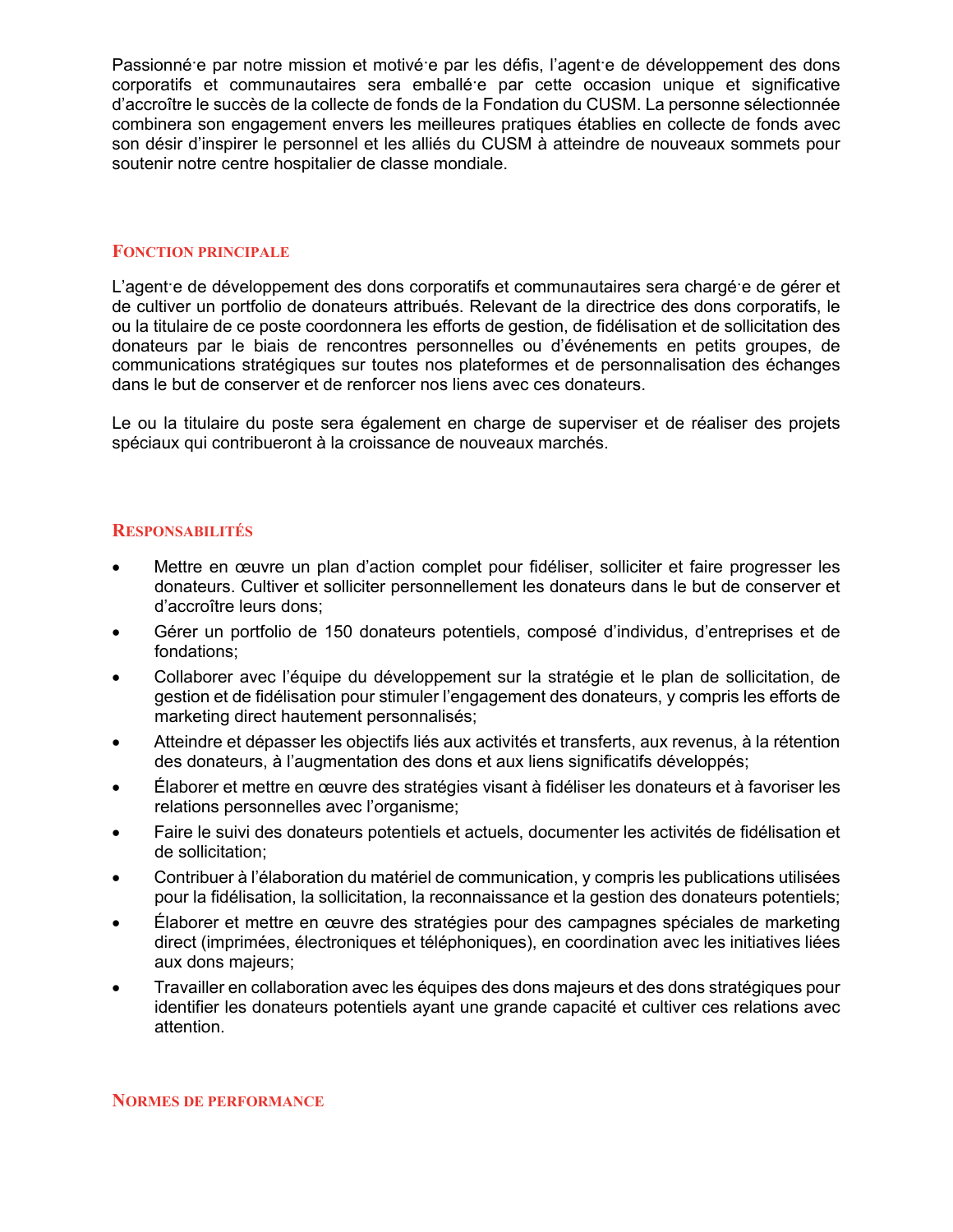Passionné·e par notre mission et motivé·e par les défis, l'agent·e de développement des dons corporatifs et communautaires sera emballé·e par cette occasion unique et significative d'accroître le succès de la collecte de fonds de la Fondation du CUSM. La personne sélectionnée combinera son engagement envers les meilleures pratiques établies en collecte de fonds avec son désir d'inspirer le personnel et les alliés du CUSM à atteindre de nouveaux sommets pour soutenir notre centre hospitalier de classe mondiale.

## Fonction principale

L'agent·e de développement des dons corporatifs et communautaires sera chargé·e de gérer et de cultiver un portfolio de donateurs attribués. Relevant de la directrice des dons corporatifs, le ou la titulaire de ce poste coordonnera les efforts de gestion, de fidélisation et de sollicitation des donateurs par le biais de rencontres personnelles ou d'événements en petits groupes, de communications stratégiques sur toutes nos plateformes et de personnalisation des échanges dans le but de conserver et de renforcer nos liens avec ces donateurs.

Le ou la titulaire du poste sera également en charge de superviser et de réaliser des projets spéciaux qui contribueront à la croissance de nouveaux marchés.

## Responsabilités

- Mettre en œuvre un plan d'action complet pour fidéliser, solliciter et faire progresser les donateurs. Cultiver et solliciter personnellement les donateurs dans le but de conserver et d'accroître leurs dons;
- Gérer un portfolio de 150 donateurs potentiels, composé d'individus, d'entreprises et de fondations;
- Collaborer avec l'équipe du développement sur la stratégie et le plan de sollicitation, de gestion et de fidélisation pour stimuler l'engagement des donateurs, y compris les efforts de marketing direct hautement personnalisés;
- Atteindre et dépasser les objectifs liés aux activités et transferts, aux revenus, à la rétention des donateurs, à l'augmentation des dons et aux liens significatifs développés;
- Élaborer et mettre en œuvre des stratégies visant à fidéliser les donateurs et à favoriser les relations personnelles avec l'organisme;
- Faire le suivi des donateurs potentiels et actuels, documenter les activités de fidélisation et de sollicitation;
- Contribuer à l'élaboration du matériel de communication, y compris les publications utilisées pour la fidélisation, la sollicitation, la reconnaissance et la gestion des donateurs potentiels;
- Élaborer et mettre en œuvre des stratégies pour des campagnes spéciales de marketing direct (imprimées, électroniques et téléphoniques), en coordination avec les initiatives liées aux dons majeurs;
- Travailler en collaboration avec les équipes des dons majeurs et des dons stratégiques pour identifier les donateurs potentiels ayant une grande capacité et cultiver ces relations avec attention.

## Normes de performance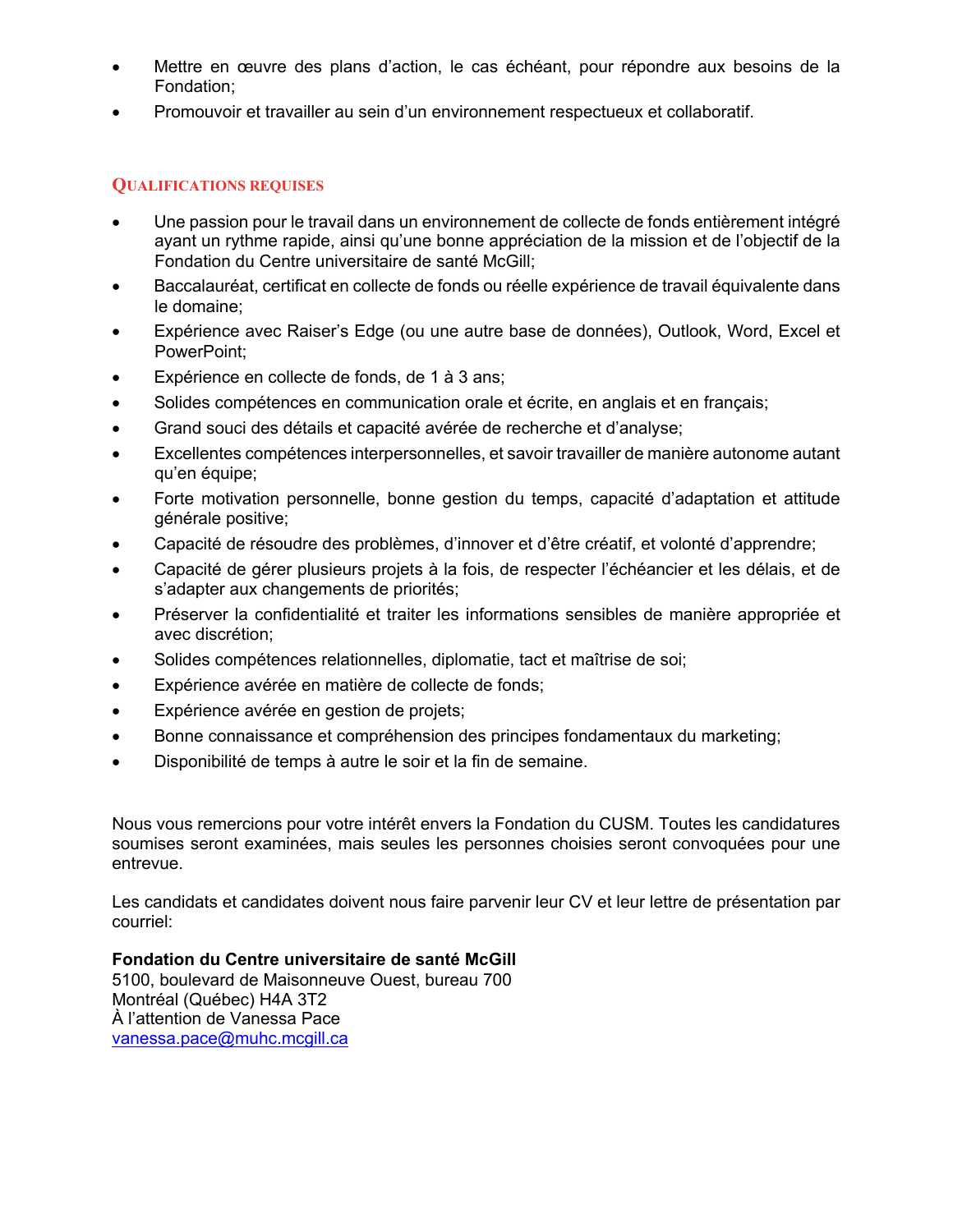- Mettre en œuvre des plans d'action, le cas échéant, pour répondre aux besoins de la Fondation;
- Promouvoir et travailler au sein d'un environnement respectueux et collaboratif.

## QUALIFICATIONS REQUISES

- Une passion pour le travail dans un environnement de collecte de fonds entièrement intégré ayant un rythme rapide, ainsi qu'une bonne appréciation de la mission et de l'objectif de la Fondation du Centre universitaire de santé McGill;
- Baccalauréat, certificat en collecte de fonds ou réelle expérience de travail équivalente dans le domaine;
- Expérience avec Raiser's Edge (ou une autre base de données), Outlook, Word, Excel et PowerPoint;
- Expérience en collecte de fonds, de 1 à 3 ans;
- Solides compétences en communication orale et écrite, en anglais et en français;
- Grand souci des détails et capacité avérée de recherche et d'analyse;
- Excellentes compétences interpersonnelles, et savoir travailler de manière autonome autant qu'en équipe;
- Forte motivation personnelle, bonne gestion du temps, capacité d'adaptation et attitude générale positive;
- Capacité de résoudre des problèmes, d'innover et d'être créatif, et volonté d'apprendre;
- Capacité de gérer plusieurs projets à la fois, de respecter l'échéancier et les délais, et de s'adapter aux changements de priorités;
- Préserver la confidentialité et traiter les informations sensibles de manière appropriée et avec discrétion;
- Solides compétences relationnelles, diplomatie, tact et maîtrise de soi;
- Expérience avérée en matière de collecte de fonds;
- Expérience avérée en gestion de projets;
- Bonne connaissance et compréhension des principes fondamentaux du marketing;
- Disponibilité de temps à autre le soir et la fin de semaine.

Nous vous remercions pour votre intérêt envers la Fondation du CUSM. Toutes les candidatures soumises seront examinées, mais seules les personnes choisies seront convoquées pour une entrevue.

Les candidats et candidates doivent nous faire parvenir leur CV et leur lettre de présentation par courriel:

**Fondation du Centre universitaire de santé McGill**
5100, boulevard de Maisonneuve Ouest, bureau 700
Montréal (Québec) H4A 3T2
À l'attention de Vanessa Pace
vanessa.pace@muhc.mcgill.ca